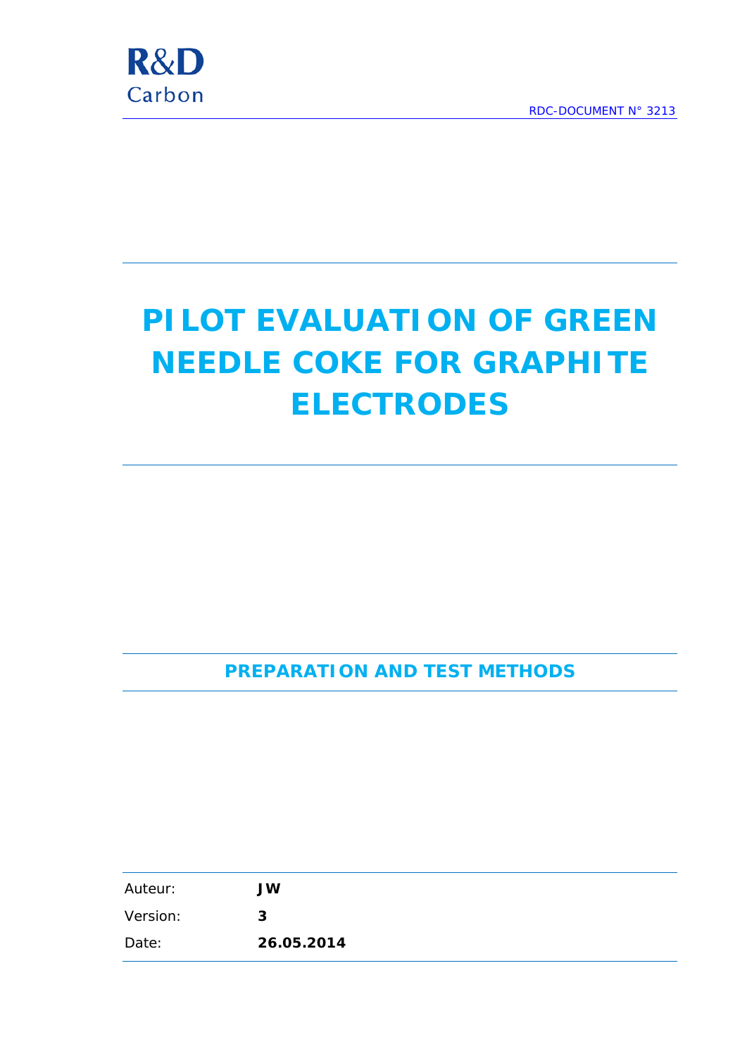R&D
Carbon

RDC-DOCUMENT N° 3213

# PILOT EVALUATION OF GREEN NEEDLE COKE FOR GRAPHITE ELECTRODES

## PREPARATION AND TEST METHODS

| | |
|---|---|
| Auteur: | **JW** |
| Version: | **3** |
| Date: | **26.05.2014** |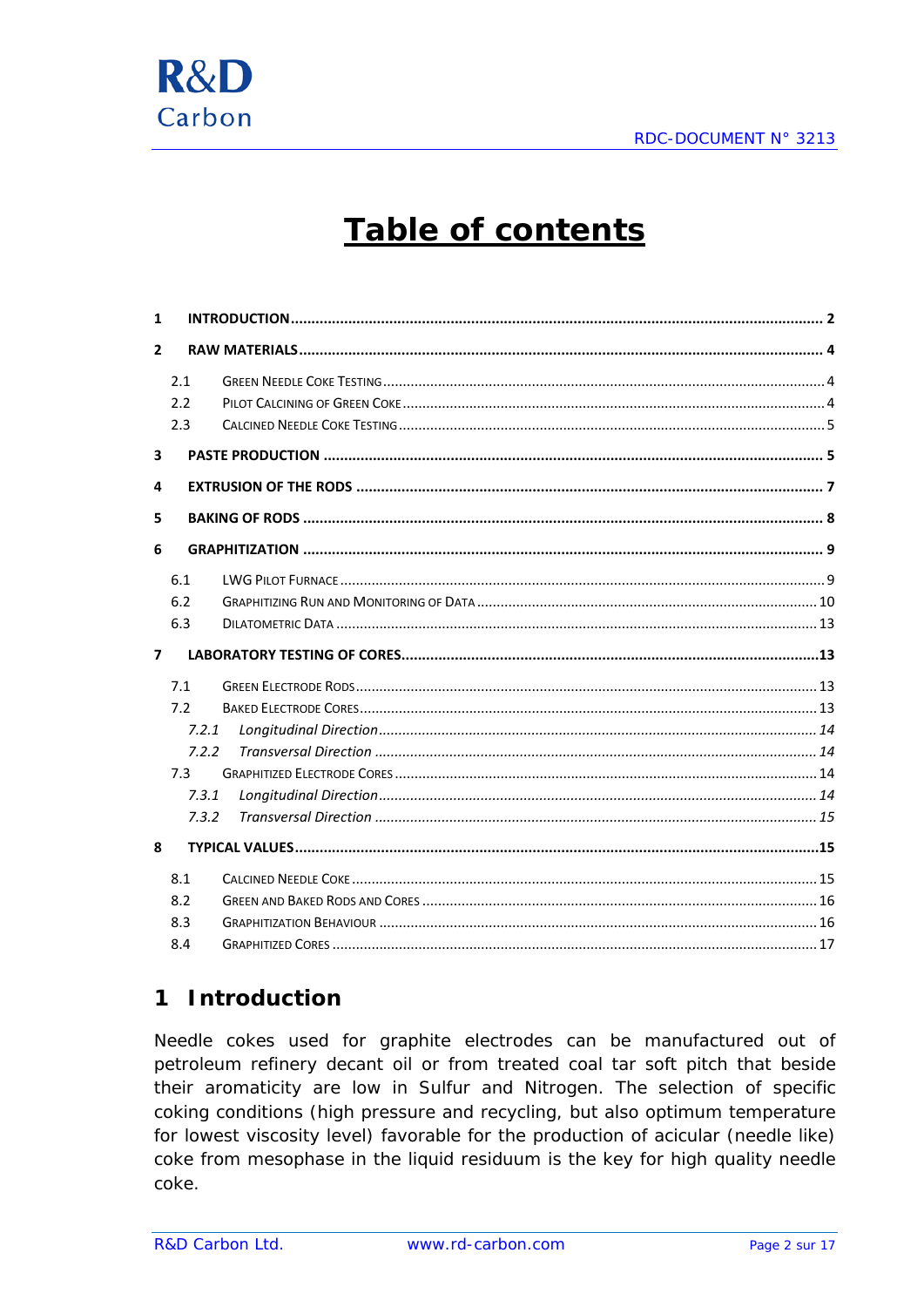# Table of contents

| | | |
|---|---|---|
| **1** | **INTRODUCTION** | **2** |
| **2** | **RAW MATERIALS** | **4** |
| 2.1 | Green Needle Coke Testing | 4 |
| 2.2 | Pilot Calcining of Green Coke | 4 |
| 2.3 | Calcined Needle Coke Testing | 5 |
| **3** | **PASTE PRODUCTION** | **5** |
| **4** | **EXTRUSION OF THE RODS** | **7** |
| **5** | **BAKING OF RODS** | **8** |
| **6** | **GRAPHITIZATION** | **9** |
| 6.1 | LWG Pilot Furnace | 9 |
| 6.2 | Graphitizing Run and Monitoring of Data | 10 |
| 6.3 | Dilatometric Data | 13 |
| **7** | **LABORATORY TESTING OF CORES** | **13** |
| 7.1 | Green Electrode Rods | 13 |
| 7.2 | Baked Electrode Cores | 13 |
| *7.2.1* | *Longitudinal Direction* | *14* |
| *7.2.2* | *Transversal Direction* | *14* |
| 7.3 | Graphitized Electrode Cores | 14 |
| *7.3.1* | *Longitudinal Direction* | *14* |
| *7.3.2* | *Transversal Direction* | *15* |
| **8** | **TYPICAL VALUES** | **15** |
| 8.1 | Calcined Needle Coke | 15 |
| 8.2 | Green and Baked Rods and Cores | 16 |
| 8.3 | Graphitization Behaviour | 16 |
| 8.4 | Graphitized Cores | 17 |

## 1 Introduction

Needle cokes used for graphite electrodes can be manufactured out of petroleum refinery decant oil or from treated coal tar soft pitch that beside their aromaticity are low in Sulfur and Nitrogen. The selection of specific coking conditions (high pressure and recycling, but also optimum temperature for lowest viscosity level) favorable for the production of acicular (needle like) coke from mesophase in the liquid residuum is the key for high quality needle coke.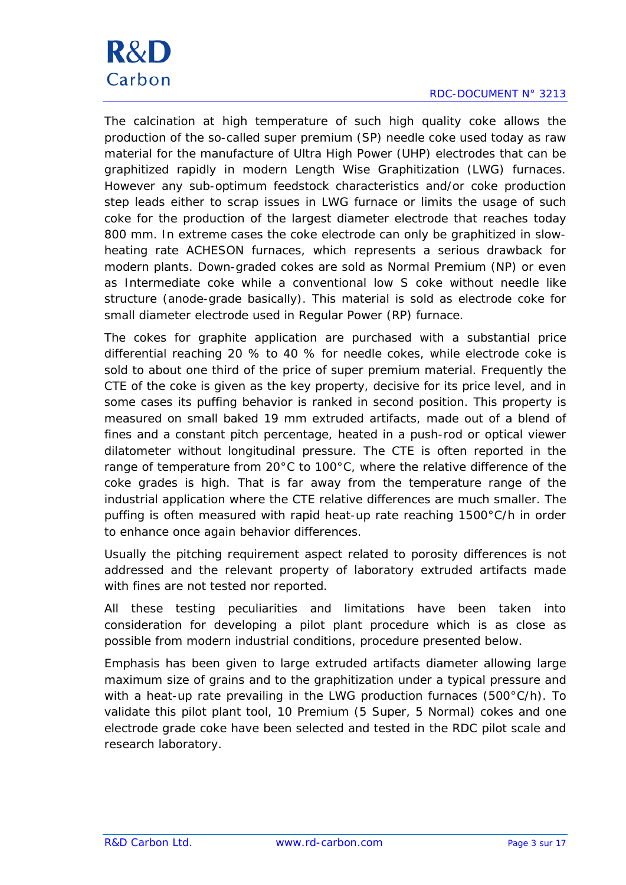The calcination at high temperature of such high quality coke allows the production of the so-called super premium (SP) needle coke used today as raw material for the manufacture of Ultra High Power (UHP) electrodes that can be graphitized rapidly in modern Length Wise Graphitization (LWG) furnaces. However any sub-optimum feedstock characteristics and/or coke production step leads either to scrap issues in LWG furnace or limits the usage of such coke for the production of the largest diameter electrode that reaches today 800 mm. In extreme cases the coke electrode can only be graphitized in slow-heating rate ACHESON furnaces, which represents a serious drawback for modern plants. Down-graded cokes are sold as Normal Premium (NP) or even as Intermediate coke while a conventional low S coke without needle like structure (anode-grade basically). This material is sold as electrode coke for small diameter electrode used in Regular Power (RP) furnace.

The cokes for graphite application are purchased with a substantial price differential reaching 20 % to 40 % for needle cokes, while electrode coke is sold to about one third of the price of super premium material. Frequently the CTE of the coke is given as the key property, decisive for its price level, and in some cases its puffing behavior is ranked in second position. This property is measured on small baked 19 mm extruded artifacts, made out of a blend of fines and a constant pitch percentage, heated in a push-rod or optical viewer dilatometer without longitudinal pressure. The CTE is often reported in the range of temperature from 20°C to 100°C, where the relative difference of the coke grades is high. That is far away from the temperature range of the industrial application where the CTE relative differences are much smaller. The puffing is often measured with rapid heat-up rate reaching 1500°C/h in order to enhance once again behavior differences.

Usually the pitching requirement aspect related to porosity differences is not addressed and the relevant property of laboratory extruded artifacts made with fines are not tested nor reported.

All these testing peculiarities and limitations have been taken into consideration for developing a pilot plant procedure which is as close as possible from modern industrial conditions, procedure presented below.

Emphasis has been given to large extruded artifacts diameter allowing large maximum size of grains and to the graphitization under a typical pressure and with a heat-up rate prevailing in the LWG production furnaces (500°C/h). To validate this pilot plant tool, 10 Premium (5 Super, 5 Normal) cokes and one electrode grade coke have been selected and tested in the RDC pilot scale and research laboratory.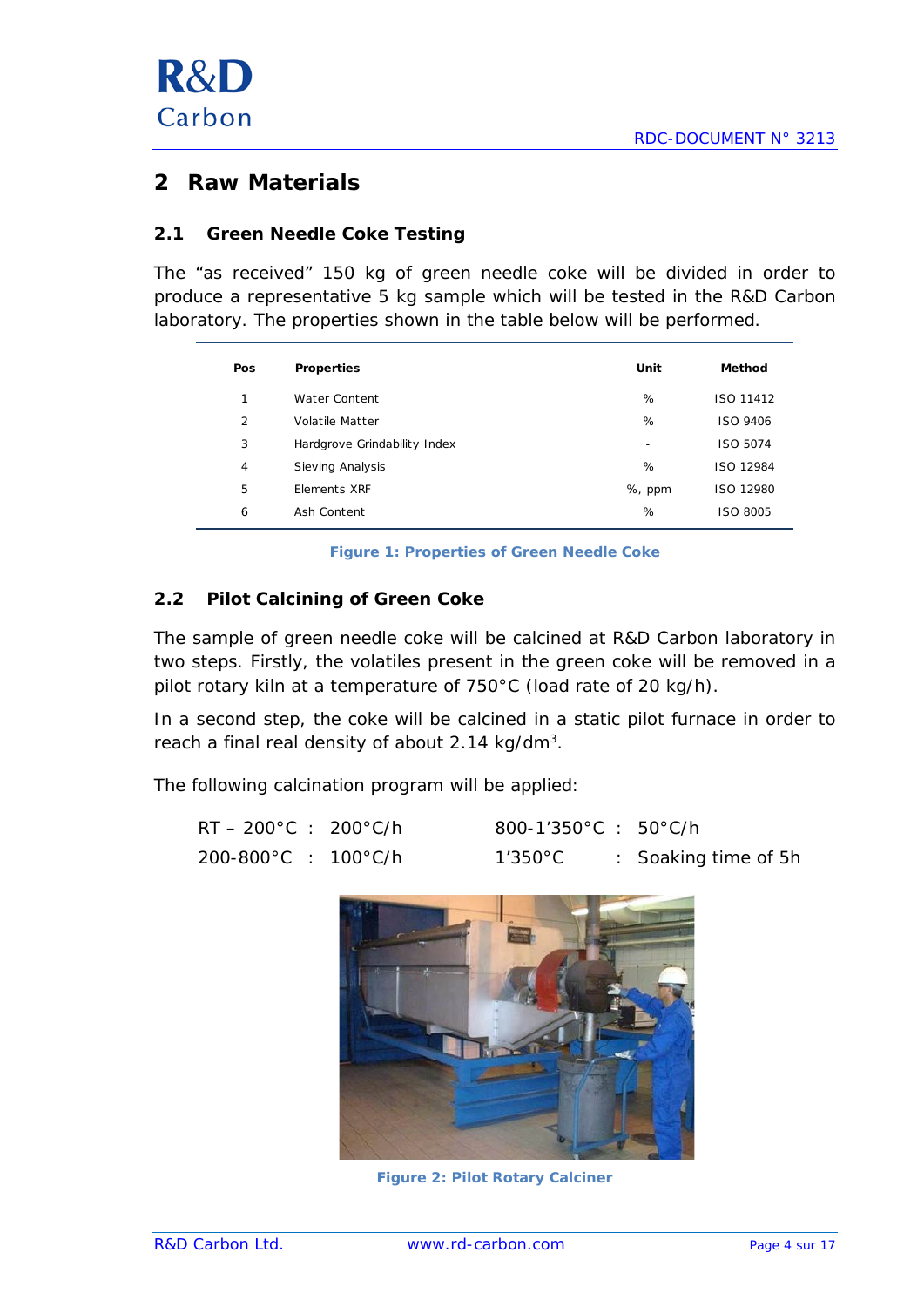## 2 Raw Materials

### 2.1 Green Needle Coke Testing

The "as received" 150 kg of green needle coke will be divided in order to produce a representative 5 kg sample which will be tested in the R&D Carbon laboratory. The properties shown in the table below will be performed.

| Pos | Properties | Unit | Method |
|---|---|---|---|
| 1 | Water Content | % | ISO 11412 |
| 2 | Volatile Matter | % | ISO 9406 |
| 3 | Hardgrove Grindability Index | - | ISO 5074 |
| 4 | Sieving Analysis | % | ISO 12984 |
| 5 | Elements XRF | %, ppm | ISO 12980 |
| 6 | Ash Content | % | ISO 8005 |

**Figure 1: Properties of Green Needle Coke**

### 2.2 Pilot Calcining of Green Coke

The sample of green needle coke will be calcined at R&D Carbon laboratory in two steps. Firstly, the volatiles present in the green coke will be removed in a pilot rotary kiln at a temperature of 750°C (load rate of 20 kg/h).

In a second step, the coke will be calcined in a static pilot furnace in order to reach a final real density of about 2.14 kg/dm$^3$.

The following calcination program will be applied:

RT – 200°C : 200°C/h
200-800°C : 100°C/h
800-1'350°C : 50°C/h
1'350°C : Soaking time of 5h

**Figure 2: Pilot Rotary Calciner**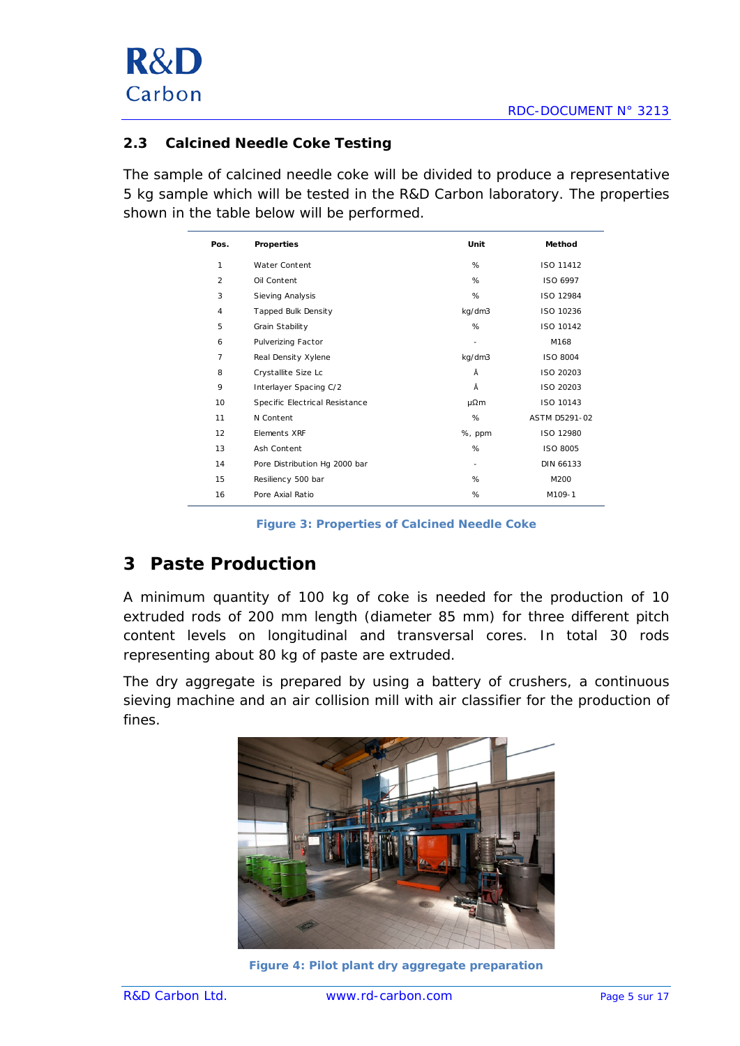## 2.3 Calcined Needle Coke Testing

The sample of calcined needle coke will be divided to produce a representative 5 kg sample which will be tested in the R&D Carbon laboratory. The properties shown in the table below will be performed.

| Pos. | Properties | Unit | Method |
|---|---|---|---|
| 1 | Water Content | % | ISO 11412 |
| 2 | Oil Content | % | ISO 6997 |
| 3 | Sieving Analysis | % | ISO 12984 |
| 4 | Tapped Bulk Density | kg/dm3 | ISO 10236 |
| 5 | Grain Stability | % | ISO 10142 |
| 6 | Pulverizing Factor | - | M168 |
| 7 | Real Density Xylene | kg/dm3 | ISO 8004 |
| 8 | Crystallite Size Lc | Å | ISO 20203 |
| 9 | Interlayer Spacing C/2 | Å | ISO 20203 |
| 10 | Specific Electrical Resistance | µΩm | ISO 10143 |
| 11 | N Content | % | ASTM D5291-02 |
| 12 | Elements XRF | %, ppm | ISO 12980 |
| 13 | Ash Content | % | ISO 8005 |
| 14 | Pore Distribution Hg 2000 bar | - | DIN 66133 |
| 15 | Resiliency 500 bar | % | M200 |
| 16 | Pore Axial Ratio | % | M109-1 |

**Figure 3: Properties of Calcined Needle Coke**

# 3 Paste Production

A minimum quantity of 100 kg of coke is needed for the production of 10 extruded rods of 200 mm length (diameter 85 mm) for three different pitch content levels on longitudinal and transversal cores. In total 30 rods representing about 80 kg of paste are extruded.

The dry aggregate is prepared by using a battery of crushers, a continuous sieving machine and an air collision mill with air classifier for the production of fines.

**Figure 4: Pilot plant dry aggregate preparation**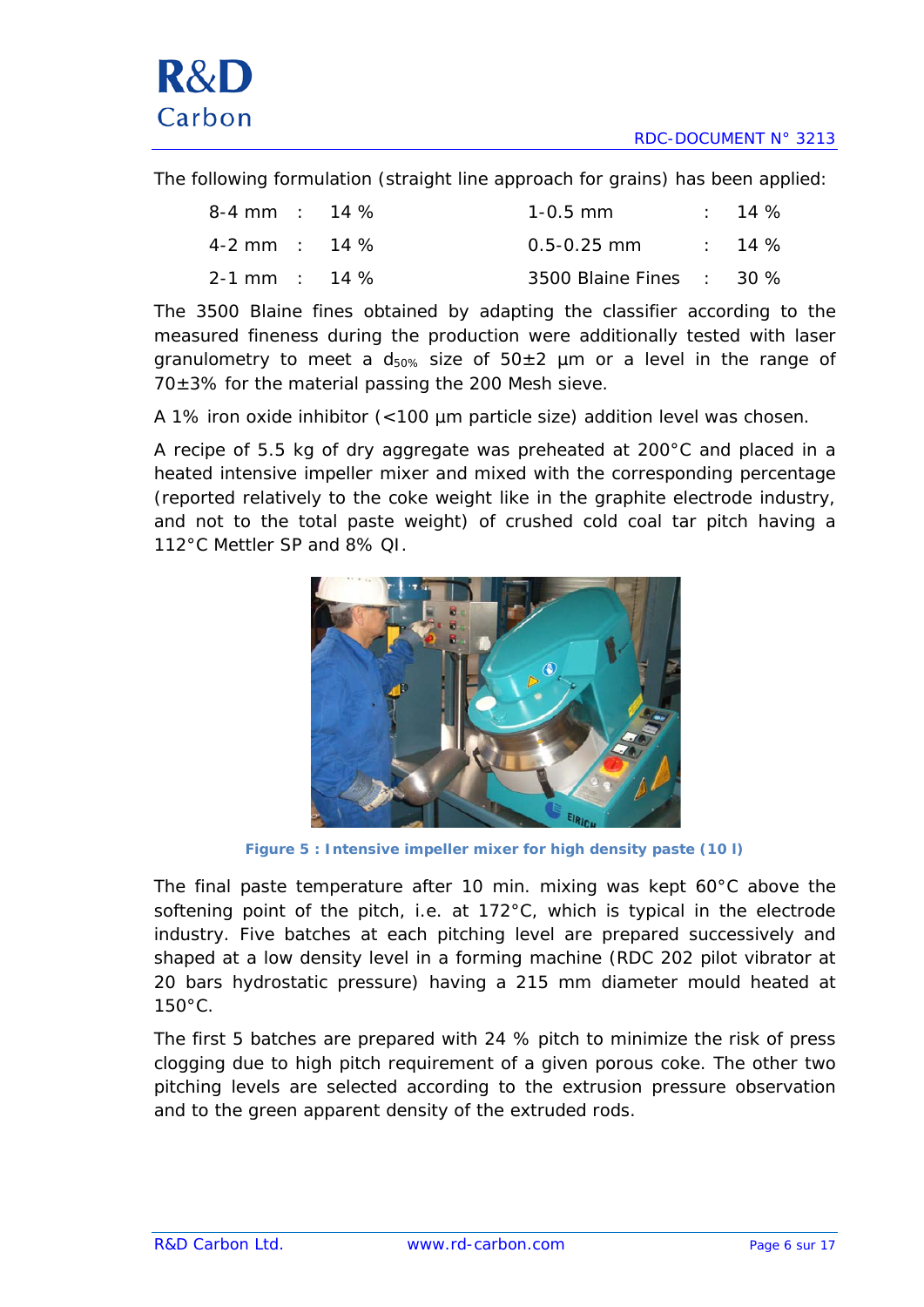The following formulation (straight line approach for grains) has been applied:

| | | | |
|---|---|---|---|
| 8-4 mm | 14 % | 1-0.5 mm | 14 % |
| 4-2 mm | 14 % | 0.5-0.25 mm | 14 % |
| 2-1 mm | 14 % | 3500 Blaine Fines | 30 % |

The 3500 Blaine fines obtained by adapting the classifier according to the measured fineness during the production were additionally tested with laser granulometry to meet a $d_{50\%}$ size of 50±2 µm or a level in the range of 70±3% for the material passing the 200 Mesh sieve.

A 1% iron oxide inhibitor (<100 µm particle size) addition level was chosen.

A recipe of 5.5 kg of dry aggregate was preheated at 200°C and placed in a heated intensive impeller mixer and mixed with the corresponding percentage (reported relatively to the coke weight like in the graphite electrode industry, and not to the total paste weight) of crushed cold coal tar pitch having a 112°C Mettler SP and 8% QI.

**Figure 5 : Intensive impeller mixer for high density paste (10 l)**

The final paste temperature after 10 min. mixing was kept 60°C above the softening point of the pitch, i.e. at 172°C, which is typical in the electrode industry. Five batches at each pitching level are prepared successively and shaped at a low density level in a forming machine (RDC 202 pilot vibrator at 20 bars hydrostatic pressure) having a 215 mm diameter mould heated at 150°C.

The first 5 batches are prepared with 24 % pitch to minimize the risk of press clogging due to high pitch requirement of a given porous coke. The other two pitching levels are selected according to the extrusion pressure observation and to the green apparent density of the extruded rods.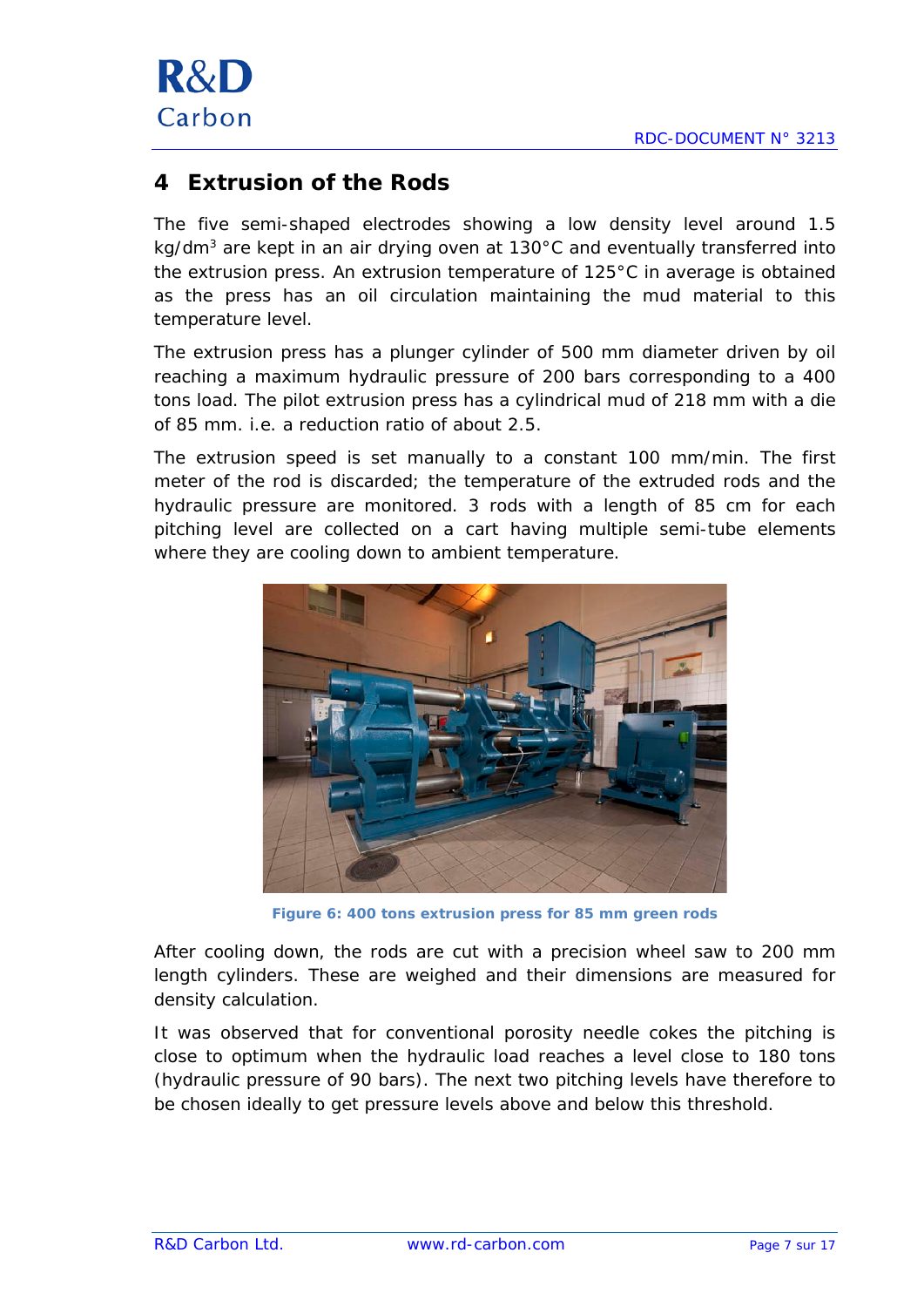# 4 Extrusion of the Rods

The five semi-shaped electrodes showing a low density level around 1.5 kg/dm$^3$ are kept in an air drying oven at 130°C and eventually transferred into the extrusion press. An extrusion temperature of 125°C in average is obtained as the press has an oil circulation maintaining the mud material to this temperature level.

The extrusion press has a plunger cylinder of 500 mm diameter driven by oil reaching a maximum hydraulic pressure of 200 bars corresponding to a 400 tons load. The pilot extrusion press has a cylindrical mud of 218 mm with a die of 85 mm. i.e. a reduction ratio of about 2.5.

The extrusion speed is set manually to a constant 100 mm/min. The first meter of the rod is discarded; the temperature of the extruded rods and the hydraulic pressure are monitored. 3 rods with a length of 85 cm for each pitching level are collected on a cart having multiple semi-tube elements where they are cooling down to ambient temperature.

**Figure 6: 400 tons extrusion press for 85 mm green rods**

After cooling down, the rods are cut with a precision wheel saw to 200 mm length cylinders. These are weighed and their dimensions are measured for density calculation.

It was observed that for conventional porosity needle cokes the pitching is close to optimum when the hydraulic load reaches a level close to 180 tons (hydraulic pressure of 90 bars). The next two pitching levels have therefore to be chosen ideally to get pressure levels above and below this threshold.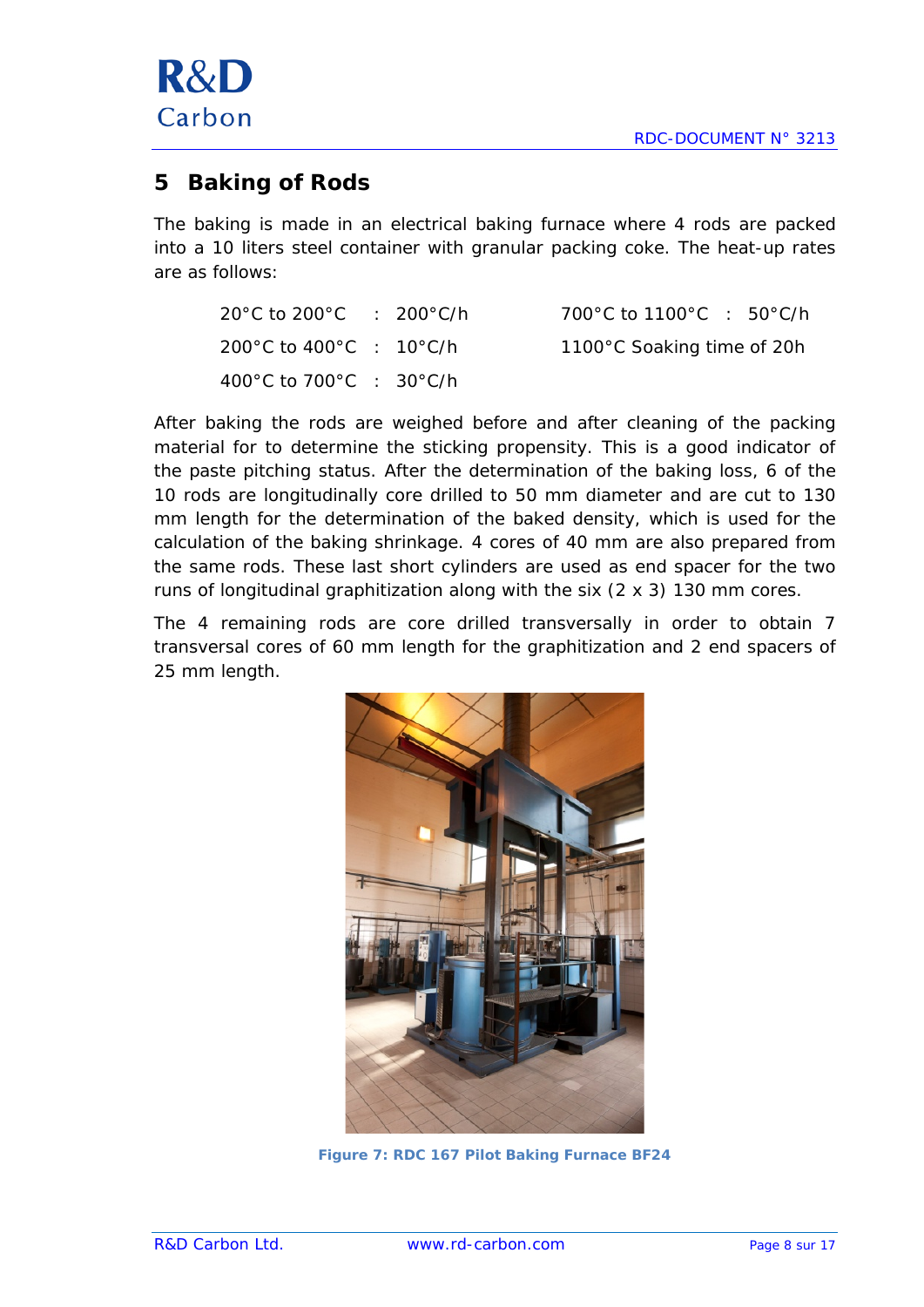## 5 Baking of Rods

The baking is made in an electrical baking furnace where 4 rods are packed into a 10 liters steel container with granular packing coke. The heat-up rates are as follows:

| | | |
|---|---|---|
| 20°C to 200°C | : | 200°C/h |
| 200°C to 400°C | : | 10°C/h |
| 400°C to 700°C | : | 30°C/h |
| 700°C to 1100°C | : | 50°C/h |
| 1100°C Soaking time of 20h | | |

After baking the rods are weighed before and after cleaning of the packing material for to determine the sticking propensity. This is a good indicator of the paste pitching status. After the determination of the baking loss, 6 of the 10 rods are longitudinally core drilled to 50 mm diameter and are cut to 130 mm length for the determination of the baked density, which is used for the calculation of the baking shrinkage. 4 cores of 40 mm are also prepared from the same rods. These last short cylinders are used as end spacer for the two runs of longitudinal graphitization along with the six (2 x 3) 130 mm cores.

The 4 remaining rods are core drilled transversally in order to obtain 7 transversal cores of 60 mm length for the graphitization and 2 end spacers of 25 mm length.

**Figure 7: RDC 167 Pilot Baking Furnace BF24**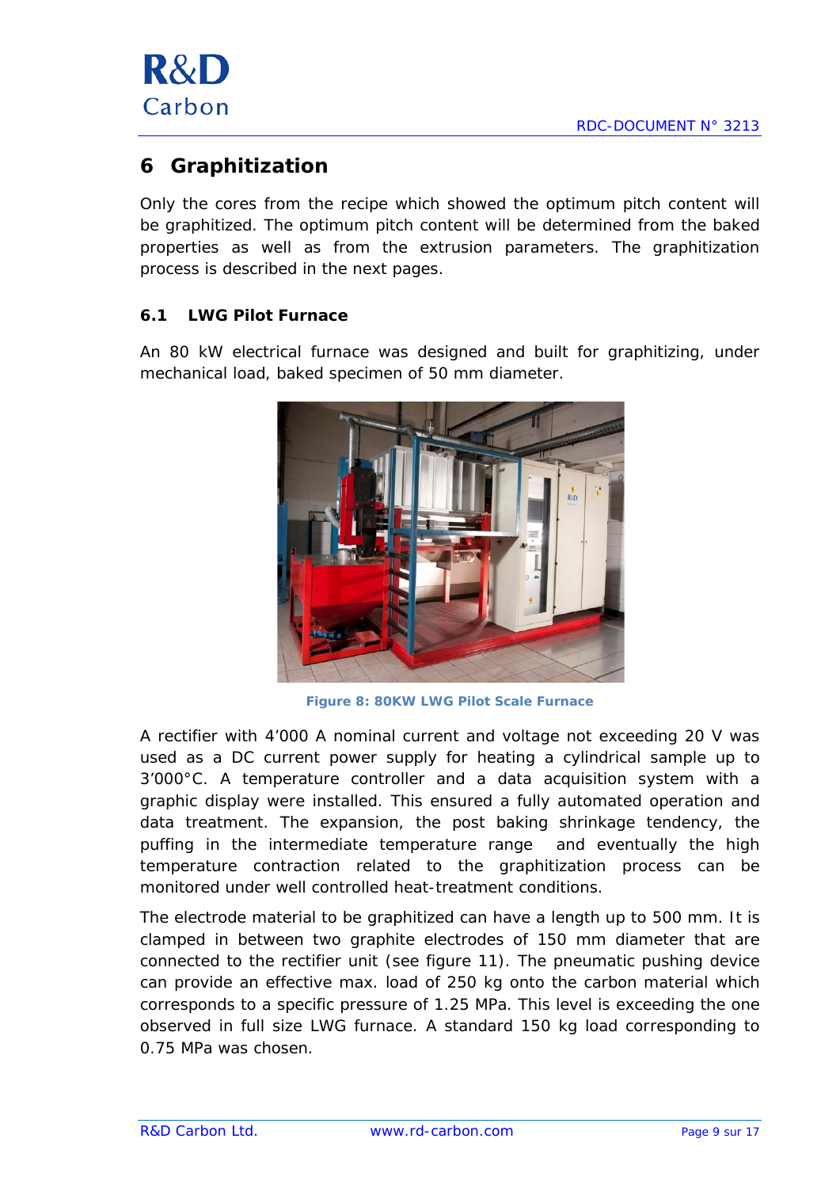# 6 Graphitization

Only the cores from the recipe which showed the optimum pitch content will be graphitized. The optimum pitch content will be determined from the baked properties as well as from the extrusion parameters. The graphitization process is described in the next pages.

## 6.1 LWG Pilot Furnace

An 80 kW electrical furnace was designed and built for graphitizing, under mechanical load, baked specimen of 50 mm diameter.

**Figure 8: 80KW LWG Pilot Scale Furnace**

A rectifier with 4'000 A nominal current and voltage not exceeding 20 V was used as a DC current power supply for heating a cylindrical sample up to 3'000°C. A temperature controller and a data acquisition system with a graphic display were installed. This ensured a fully automated operation and data treatment. The expansion, the post baking shrinkage tendency, the puffing in the intermediate temperature range and eventually the high temperature contraction related to the graphitization process can be monitored under well controlled heat-treatment conditions.

The electrode material to be graphitized can have a length up to 500 mm. It is clamped in between two graphite electrodes of 150 mm diameter that are connected to the rectifier unit (see figure 11). The pneumatic pushing device can provide an effective max. load of 250 kg onto the carbon material which corresponds to a specific pressure of 1.25 MPa. This level is exceeding the one observed in full size LWG furnace. A standard 150 kg load corresponding to 0.75 MPa was chosen.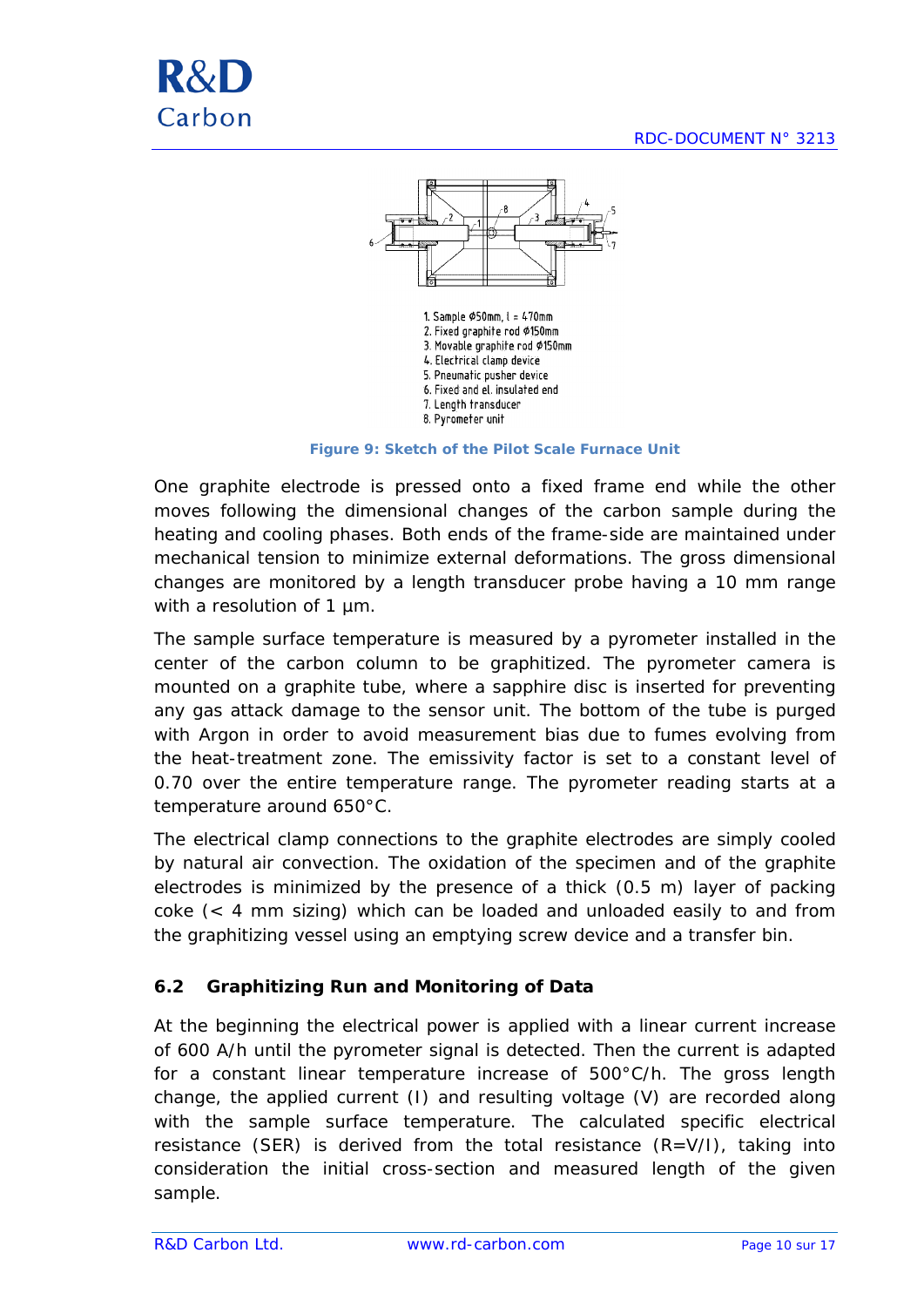1. Sample $\phi$50mm, l = 470mm
2. Fixed graphite rod $\phi$150mm
3. Movable graphite rod $\phi$150mm
4. Electrical clamp device
5. Pneumatic pusher device
6. Fixed and el. insulated end
7. Length transducer
8. Pyrometer unit

**Figure 9: Sketch of the Pilot Scale Furnace Unit**

One graphite electrode is pressed onto a fixed frame end while the other moves following the dimensional changes of the carbon sample during the heating and cooling phases. Both ends of the frame-side are maintained under mechanical tension to minimize external deformations. The gross dimensional changes are monitored by a length transducer probe having a 10 mm range with a resolution of 1 µm.

The sample surface temperature is measured by a pyrometer installed in the center of the carbon column to be graphitized. The pyrometer camera is mounted on a graphite tube, where a sapphire disc is inserted for preventing any gas attack damage to the sensor unit. The bottom of the tube is purged with Argon in order to avoid measurement bias due to fumes evolving from the heat-treatment zone. The emissivity factor is set to a constant level of 0.70 over the entire temperature range. The pyrometer reading starts at a temperature around 650°C.

The electrical clamp connections to the graphite electrodes are simply cooled by natural air convection. The oxidation of the specimen and of the graphite electrodes is minimized by the presence of a thick (0.5 m) layer of packing coke (< 4 mm sizing) which can be loaded and unloaded easily to and from the graphitizing vessel using an emptying screw device and a transfer bin.

### 6.2 Graphitizing Run and Monitoring of Data

At the beginning the electrical power is applied with a linear current increase of 600 A/h until the pyrometer signal is detected. Then the current is adapted for a constant linear temperature increase of 500°C/h. The gross length change, the applied current (I) and resulting voltage (V) are recorded along with the sample surface temperature. The calculated specific electrical resistance (SER) is derived from the total resistance (R=V/I), taking into consideration the initial cross-section and measured length of the given sample.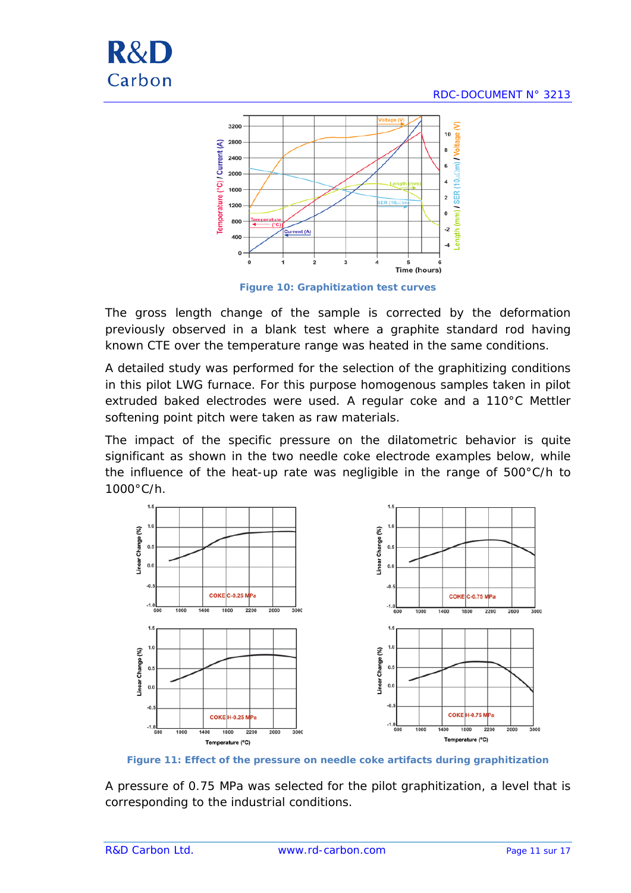Figure 10: Graphitization test curves

The gross length change of the sample is corrected by the deformation previously observed in a blank test where a graphite standard rod having known CTE over the temperature range was heated in the same conditions.

A detailed study was performed for the selection of the graphitizing conditions in this pilot LWG furnace. For this purpose homogenous samples taken in pilot extruded baked electrodes were used. A regular coke and a 110°C Mettler softening point pitch were taken as raw materials.

The impact of the specific pressure on the dilatometric behavior is quite significant as shown in the two needle coke electrode examples below, while the influence of the heat-up rate was negligible in the range of 500°C/h to 1000°C/h.

Figure 11: Effect of the pressure on needle coke artifacts during graphitization

A pressure of 0.75 MPa was selected for the pilot graphitization, a level that is corresponding to the industrial conditions.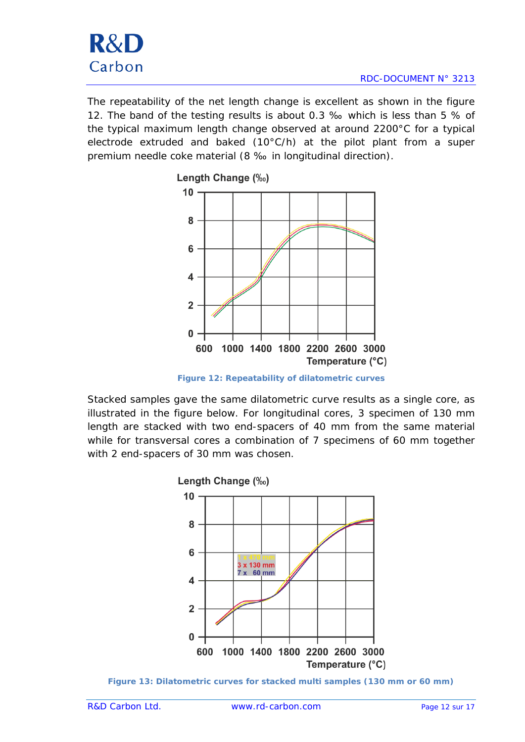The repeatability of the net length change is excellent as shown in the figure 12. The band of the testing results is about 0.3 ‰ which is less than 5 % of the typical maximum length change observed at around 2200°C for a typical electrode extruded and baked (10°C/h) at the pilot plant from a super premium needle coke material (8 ‰ in longitudinal direction).

**Figure 12: Repeatability of dilatometric curves**

Stacked samples gave the same dilatometric curve results as a single core, as illustrated in the figure below. For longitudinal cores, 3 specimen of 130 mm length are stacked with two end-spacers of 40 mm from the same material while for transversal cores a combination of 7 specimens of 60 mm together with 2 end-spacers of 30 mm was chosen.

**Figure 13: Dilatometric curves for stacked multi samples (130 mm or 60 mm)**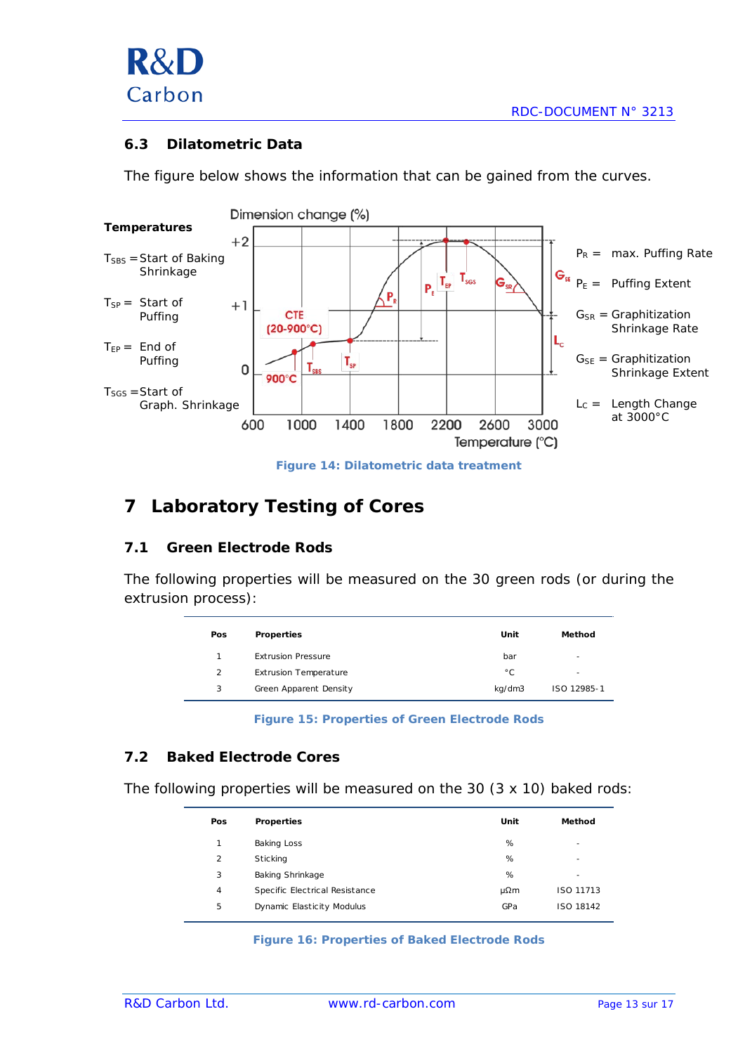### 6.3 Dilatometric Data

The figure below shows the information that can be gained from the curves.

**Temperatures**

- $T_{SBS}$ = Start of Baking Shrinkage
- $T_{SP}$ = Start of Puffing
- $T_{EP}$ = End of Puffing
- $T_{SGS}$ = Start of Graph. Shrinkage

- $P_R$ = max. Puffing Rate
- $P_E$ = Puffing Extent
- $G_{SR}$ = Graphitization Shrinkage Rate
- $G_{SE}$ = Graphitization Shrinkage Extent
- $L_C$ = Length Change at 3000°C

Figure 14: Dilatometric data treatment

# 7 Laboratory Testing of Cores

## 7.1 Green Electrode Rods

The following properties will be measured on the 30 green rods (or during the extrusion process):

| Pos | Properties | Unit | Method |
|---|---|---|---|
| 1 | Extrusion Pressure | bar | - |
| 2 | Extrusion Temperature | °C | - |
| 3 | Green Apparent Density | kg/dm3 | ISO 12985-1 |

Figure 15: Properties of Green Electrode Rods

## 7.2 Baked Electrode Cores

The following properties will be measured on the 30 (3 x 10) baked rods:

| Pos | Properties | Unit | Method |
|---|---|---|---|
| 1 | Baking Loss | % | - |
| 2 | Sticking | % | - |
| 3 | Baking Shrinkage | % | - |
| 4 | Specific Electrical Resistance | µΩm | ISO 11713 |
| 5 | Dynamic Elasticity Modulus | GPa | ISO 18142 |

Figure 16: Properties of Baked Electrode Rods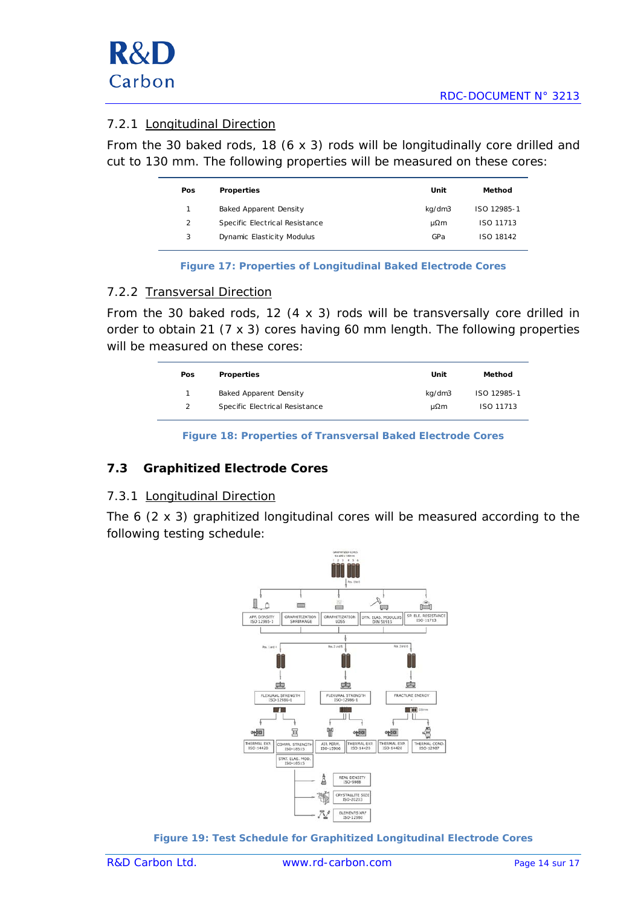### 7.2.1 Longitudinal Direction

From the 30 baked rods, 18 (6 x 3) rods will be longitudinally core drilled and cut to 130 mm. The following properties will be measured on these cores:

| Pos | Properties | Unit | Method |
|---|---|---|---|
| 1 | Baked Apparent Density | kg/dm3 | ISO 12985-1 |
| 2 | Specific Electrical Resistance | µΩm | ISO 11713 |
| 3 | Dynamic Elasticity Modulus | GPa | ISO 18142 |

**Figure 17: Properties of Longitudinal Baked Electrode Cores**

### 7.2.2 Transversal Direction

From the 30 baked rods, 12 (4 x 3) rods will be transversally core drilled in order to obtain 21 (7 x 3) cores having 60 mm length. The following properties will be measured on these cores:

| Pos | Properties | Unit | Method |
|---|---|---|---|
| 1 | Baked Apparent Density | kg/dm3 | ISO 12985-1 |
| 2 | Specific Electrical Resistance | µΩm | ISO 11713 |

**Figure 18: Properties of Transversal Baked Electrode Cores**

## 7.3 Graphitized Electrode Cores

### 7.3.1 Longitudinal Direction

The 6 (2 x 3) graphitized longitudinal cores will be measured according to the following testing schedule:

**Figure 19: Test Schedule for Graphitized Longitudinal Electrode Cores**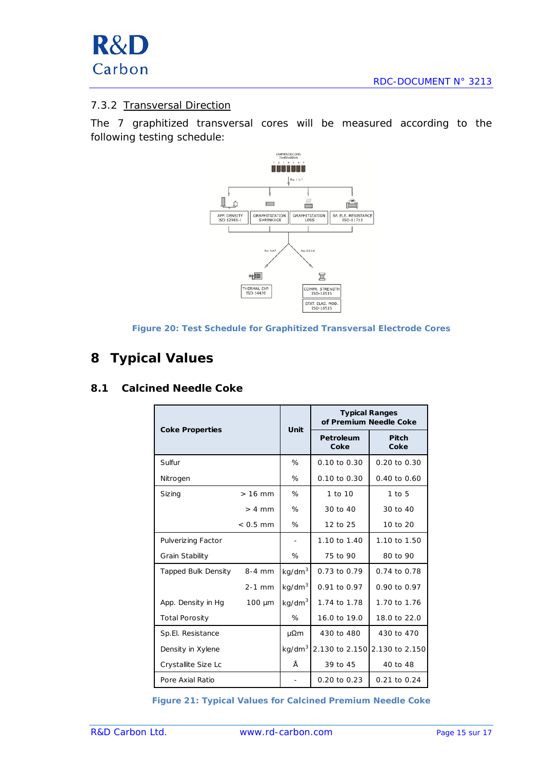### 7.3.2 Transversal Direction

The 7 graphitized transversal cores will be measured according to the following testing schedule:

Figure 20: Test Schedule for Graphitized Transversal Electrode Cores

# 8 Typical Values

## 8.1 Calcined Needle Coke

| Coke Properties | | Unit | Typical Ranges of Premium Needle Coke | |
|---|---|---|---|---|
| | | | Petroleum Coke | Pitch Coke |
| Sulfur | | % | 0.10 to 0.30 | 0.20 to 0.30 |
| Nitrogen | | % | 0.10 to 0.30 | 0.40 to 0.60 |
| Sizing | > 16 mm | % | 1 to 10 | 1 to 5 |
| | > 4 mm | % | 30 to 40 | 30 to 40 |
| | < 0.5 mm | % | 12 to 25 | 10 to 20 |
| Pulverizing Factor | | - | 1.10 to 1.40 | 1.10 to 1.50 |
| Grain Stability | | % | 75 to 90 | 80 to 90 |
| Tapped Bulk Density | 8-4 mm | $kg/dm^3$ | 0.73 to 0.79 | 0.74 to 0.78 |
| | 2-1 mm | $kg/dm^3$ | 0.91 to 0.97 | 0.90 to 0.97 |
| App. Density in Hg | 100 µm | $kg/dm^3$ | 1.74 to 1.78 | 1.70 to 1.76 |
| Total Porosity | | % | 16.0 to 19.0 | 18.0 to 22.0 |
| Sp.El. Resistance | | µΩm | 430 to 480 | 430 to 470 |
| Density in Xylene | | $kg/dm^3$ | 2.130 to 2.150 | 2.130 to 2.150 |
| Crystallite Size Lc | | Å | 39 to 45 | 40 to 48 |
| Pore Axial Ratio | | - | 0.20 to 0.23 | 0.21 to 0.24 |

Figure 21: Typical Values for Calcined Premium Needle Coke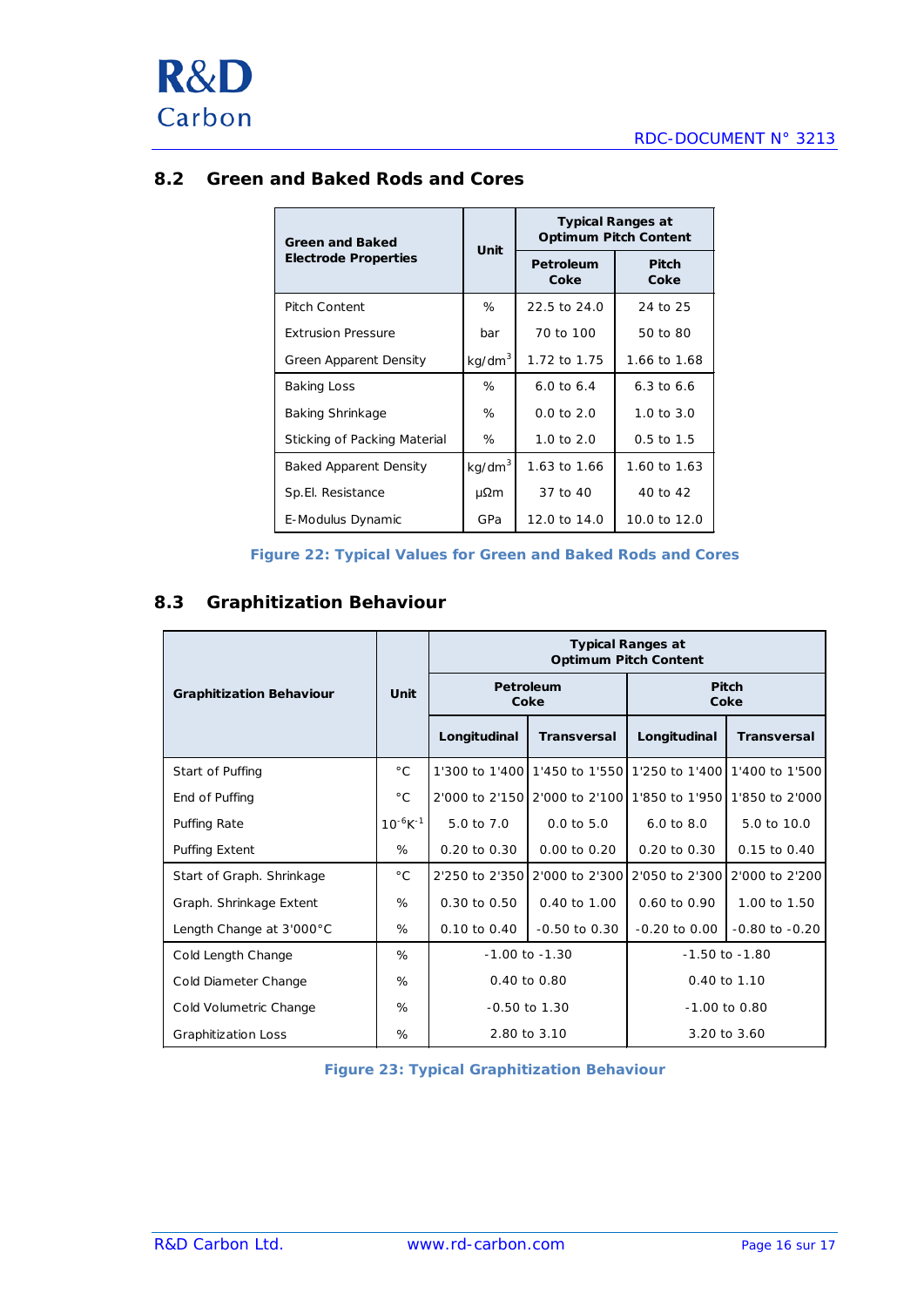## 8.2 Green and Baked Rods and Cores

| Green and Baked Electrode Properties | Unit | Typical Ranges at Optimum Pitch Content | |
|---|---|---|---|
| | | Petroleum Coke | Pitch Coke |
| Pitch Content | % | 22.5 to 24.0 | 24 to 25 |
| Extrusion Pressure | bar | 70 to 100 | 50 to 80 |
| Green Apparent Density | kg/dm$^3$ | 1.72 to 1.75 | 1.66 to 1.68 |
| Baking Loss | % | 6.0 to 6.4 | 6.3 to 6.6 |
| Baking Shrinkage | % | 0.0 to 2.0 | 1.0 to 3.0 |
| Sticking of Packing Material | % | 1.0 to 2.0 | 0.5 to 1.5 |
| Baked Apparent Density | kg/dm$^3$ | 1.63 to 1.66 | 1.60 to 1.63 |
| Sp.El. Resistance | μΩm | 37 to 40 | 40 to 42 |
| E-Modulus Dynamic | GPa | 12.0 to 14.0 | 10.0 to 12.0 |

**Figure 22: Typical Values for Green and Baked Rods and Cores**

## 8.3 Graphitization Behaviour

| Graphitization Behaviour | Unit | Typical Ranges at Optimum Pitch Content | | | |
|---|---|---|---|---|---|
| | | Petroleum Coke | | Pitch Coke | |
| | | Longitudinal | Transversal | Longitudinal | Transversal |
| Start of Puffing | °C | 1'300 to 1'400 | 1'450 to 1'550 | 1'250 to 1'400 | 1'400 to 1'500 |
| End of Puffing | °C | 2'000 to 2'150 | 2'000 to 2'100 | 1'850 to 1'950 | 1'850 to 2'000 |
| Puffing Rate | $10^{-6}K^{-1}$ | 5.0 to 7.0 | 0.0 to 5.0 | 6.0 to 8.0 | 5.0 to 10.0 |
| Puffing Extent | % | 0.20 to 0.30 | 0.00 to 0.20 | 0.20 to 0.30 | 0.15 to 0.40 |
| Start of Graph. Shrinkage | °C | 2'250 to 2'350 | 2'000 to 2'300 | 2'050 to 2'300 | 2'000 to 2'200 |
| Graph. Shrinkage Extent | % | 0.30 to 0.50 | 0.40 to 1.00 | 0.60 to 0.90 | 1.00 to 1.50 |
| Length Change at 3'000°C | % | 0.10 to 0.40 | -0.50 to 0.30 | -0.20 to 0.00 | -0.80 to -0.20 |
| Cold Length Change | % | -1.00 to -1.30 | | -1.50 to -1.80 | |
| Cold Diameter Change | % | 0.40 to 0.80 | | 0.40 to 1.10 | |
| Cold Volumetric Change | % | -0.50 to 1.30 | | -1.00 to 0.80 | |
| Graphitization Loss | % | 2.80 to 3.10 | | 3.20 to 3.60 | |

**Figure 23: Typical Graphitization Behaviour**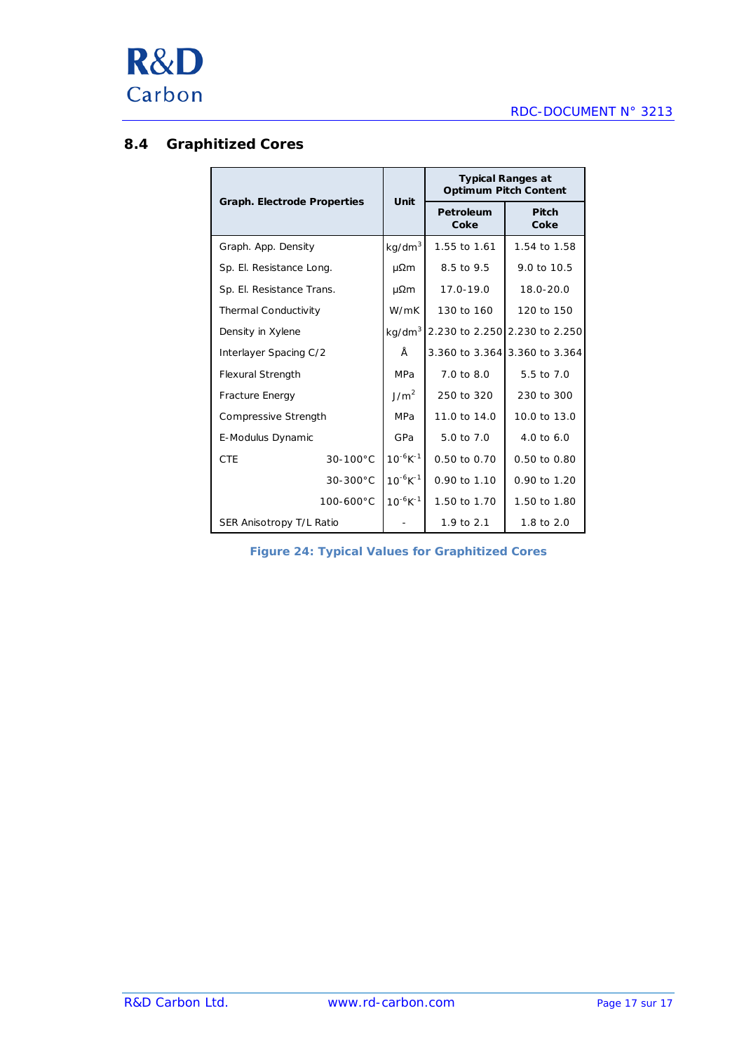## 8.4 Graphitized Cores

| Graph. Electrode Properties | | Unit | Typical Ranges at Optimum Pitch Content | |
|---|---|---|---|---|
| | | | Petroleum Coke | Pitch Coke |
| Graph. App. Density | | $kg/dm^3$ | 1.55 to 1.61 | 1.54 to 1.58 |
| Sp. El. Resistance Long. | | μΩm | 8.5 to 9.5 | 9.0 to 10.5 |
| Sp. El. Resistance Trans. | | μΩm | 17.0-19.0 | 18.0-20.0 |
| Thermal Conductivity | | W/mK | 130 to 160 | 120 to 150 |
| Density in Xylene | | $kg/dm^3$ | 2.230 to 2.250 | 2.230 to 2.250 |
| Interlayer Spacing C/2 | | Å | 3.360 to 3.364 | 3.360 to 3.364 |
| Flexural Strength | | MPa | 7.0 to 8.0 | 5.5 to 7.0 |
| Fracture Energy | | $J/m^2$ | 250 to 320 | 230 to 300 |
| Compressive Strength | | MPa | 11.0 to 14.0 | 10.0 to 13.0 |
| E-Modulus Dynamic | | GPa | 5.0 to 7.0 | 4.0 to 6.0 |
| CTE | 30-100°C | $10^{-6}K^{-1}$ | 0.50 to 0.70 | 0.50 to 0.80 |
| | 30-300°C | $10^{-6}K^{-1}$ | 0.90 to 1.10 | 0.90 to 1.20 |
| | 100-600°C | $10^{-6}K^{-1}$ | 1.50 to 1.70 | 1.50 to 1.80 |
| SER Anisotropy T/L Ratio | | - | 1.9 to 2.1 | 1.8 to 2.0 |

**Figure 24: Typical Values for Graphitized Cores**